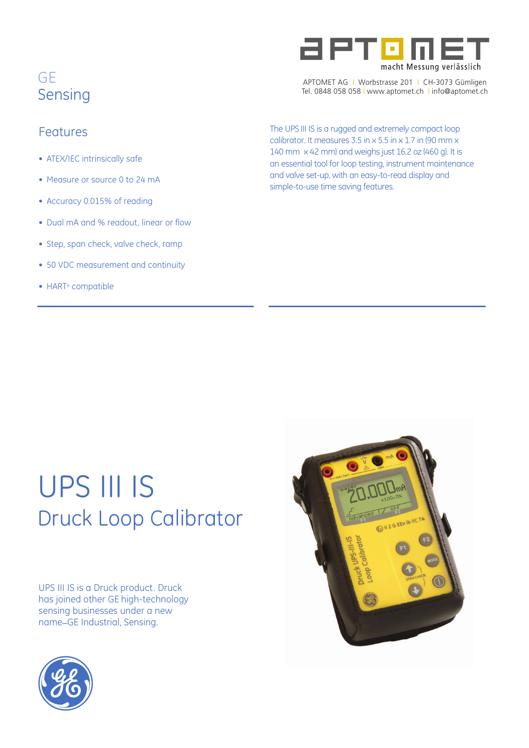GE
Sensing

APTOMET

macht Messung verlässlich

APTOMET AG | Worbstrasse 201 | CH-3073 Gümligen
Tel. 0848 058 058 | www.aptomet.ch | info@aptomet.ch

## Features

- ATEX/IEC intrinsically safe
- Measure or source 0 to 24 mA
- Accuracy 0.015% of reading
- Dual mA and % readout, linear or flow
- Step, span check, valve check, ramp
- 50 VDC measurement and continuity
- HART® compatible

The UPS III IS is a rugged and extremely compact loop calibrator. It measures 3.5 in x 5.5 in x 1.7 in (90 mm x 140 mm x 42 mm) and weighs just 16.2 oz (460 g). It is an essential tool for loop testing, instrument maintenance and valve set-up, with an easy-to-read display and simple-to-use time saving features.

# UPS III IS

## Druck Loop Calibrator

UPS III IS is a Druck product. Druck has joined other GE high-technology sensing businesses under a new name—GE Industrial, Sensing.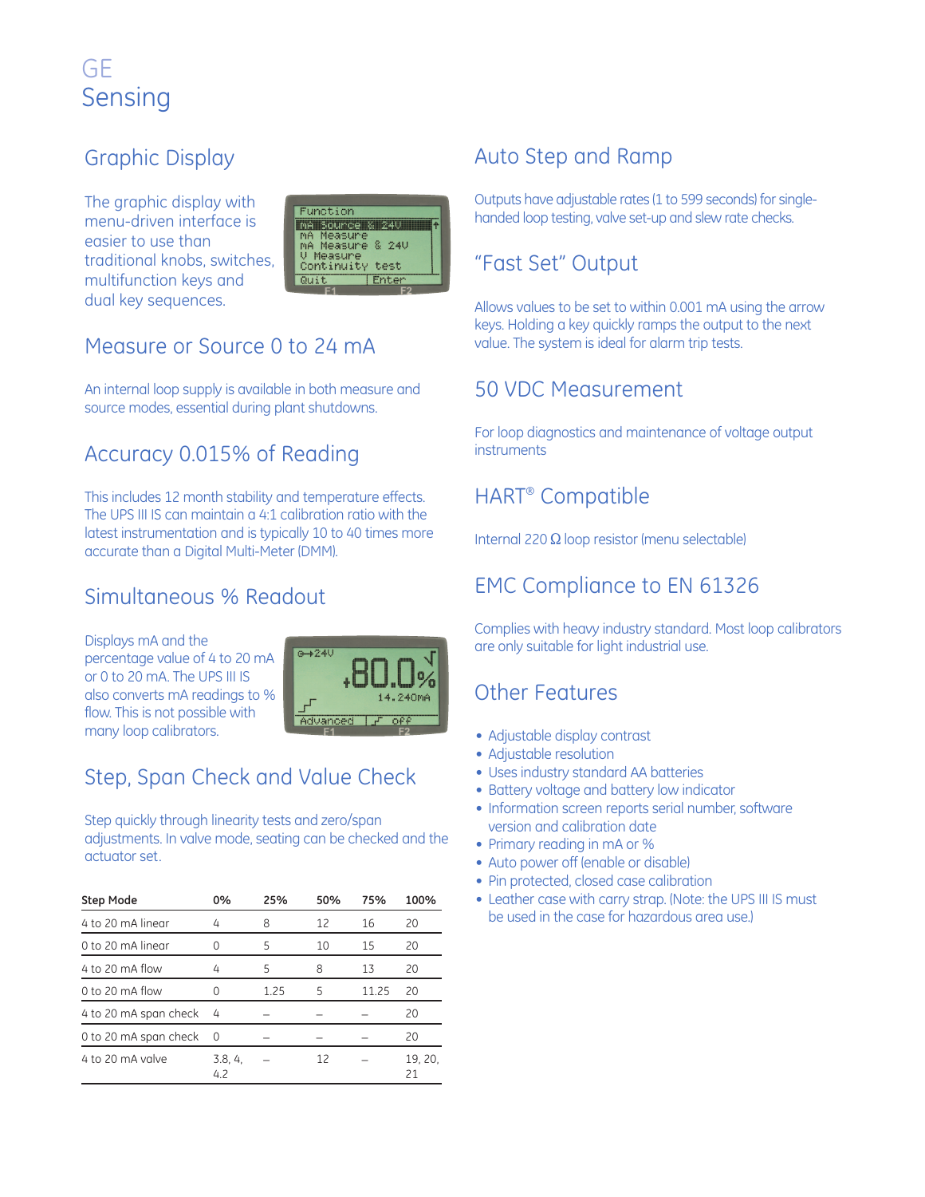# GE Sensing

## Graphic Display

The graphic display with menu-driven interface is easier to use than traditional knobs, switches, multifunction keys and dual key sequences.

## Measure or Source 0 to 24 mA

An internal loop supply is available in both measure and source modes, essential during plant shutdowns.

## Accuracy 0.015% of Reading

This includes 12 month stability and temperature effects. The UPS III IS can maintain a 4:1 calibration ratio with the latest instrumentation and is typically 10 to 40 times more accurate than a Digital Multi-Meter (DMM).

## Simultaneous % Readout

Displays mA and the percentage value of 4 to 20 mA or 0 to 20 mA. The UPS III IS also converts mA readings to % flow. This is not possible with many loop calibrators.

## Step, Span Check and Value Check

Step quickly through linearity tests and zero/span adjustments. In valve mode, seating can be checked and the actuator set.

| Step Mode | 0% | 25% | 50% | 75% | 100% |
|---|---|---|---|---|---|
| 4 to 20 mA linear | 4 | 8 | 12 | 16 | 20 |
| 0 to 20 mA linear | 0 | 5 | 10 | 15 | 20 |
| 4 to 20 mA flow | 4 | 5 | 8 | 13 | 20 |
| 0 to 20 mA flow | 0 | 1.25 | 5 | 11.25 | 20 |
| 4 to 20 mA span check | 4 | – | – | – | 20 |
| 0 to 20 mA span check | 0 | – | – | – | 20 |
| 4 to 20 mA valve | 3.8, 4, 4.2 | – | 12 | – | 19, 20, 21 |

## Auto Step and Ramp

Outputs have adjustable rates (1 to 599 seconds) for single-handed loop testing, valve set-up and slew rate checks.

## "Fast Set" Output

Allows values to be set to within 0.001 mA using the arrow keys. Holding a key quickly ramps the output to the next value. The system is ideal for alarm trip tests.

## 50 VDC Measurement

For loop diagnostics and maintenance of voltage output instruments

## HART® Compatible

Internal 220 Ω loop resistor (menu selectable)

## EMC Compliance to EN 61326

Complies with heavy industry standard. Most loop calibrators are only suitable for light industrial use.

## Other Features

- Adjustable display contrast
- Adjustable resolution
- Uses industry standard AA batteries
- Battery voltage and battery low indicator
- Information screen reports serial number, software version and calibration date
- Primary reading in mA or %
- Auto power off (enable or disable)
- Pin protected, closed case calibration
- Leather case with carry strap. (Note: the UPS III IS must be used in the case for hazardous area use.)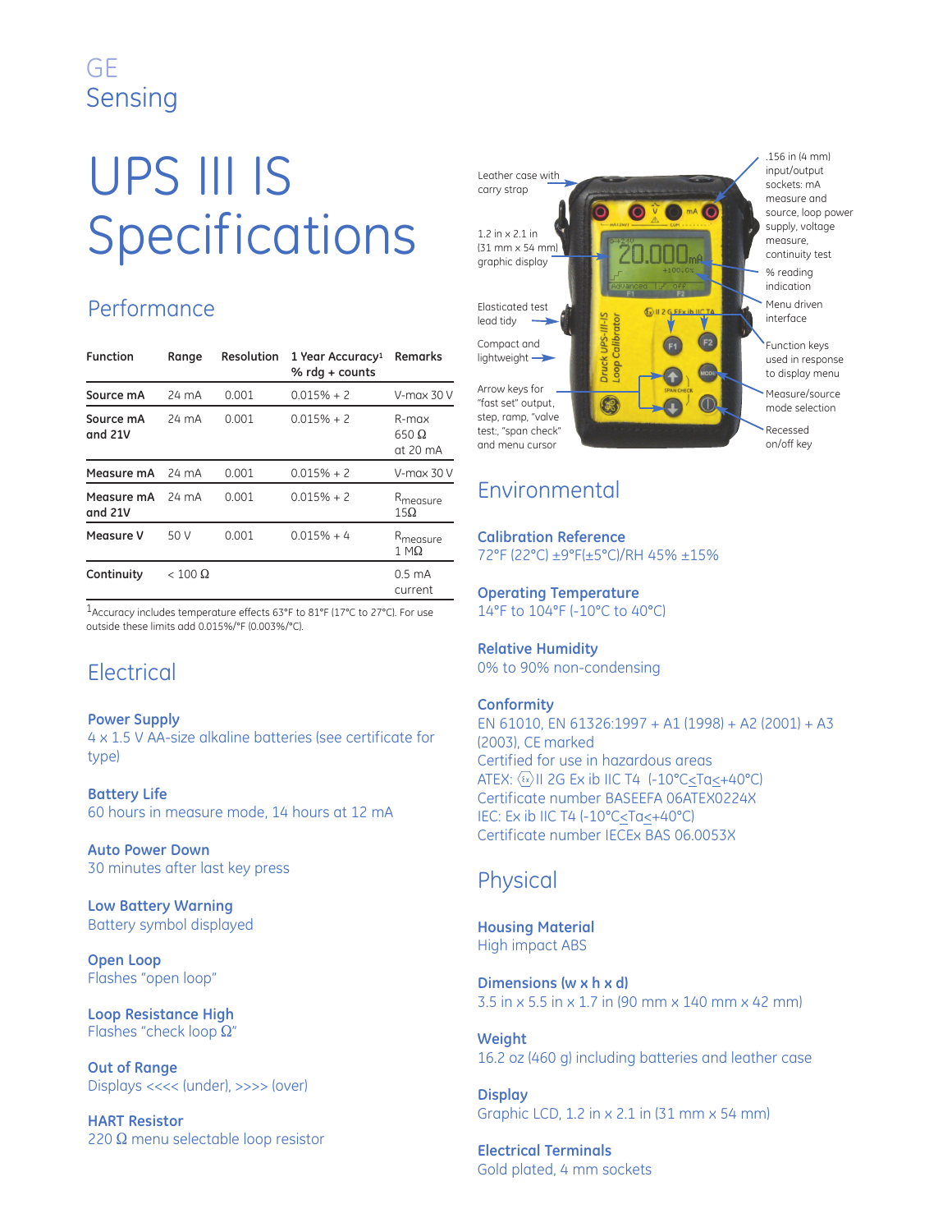GE
Sensing

# UPS III IS Specifications

## Performance

| Function | Range | Resolution | 1 Year Accuracy[1] % rdg + counts | Remarks |
|---|---|---|---|---|
| Source mA | 24 mA | 0.001 | 0.015% + 2 | V-max 30 V |
| Source mA and 21V | 24 mA | 0.001 | 0.015% + 2 | R-max 650 Ω at 20 mA |
| Measure mA | 24 mA | 0.001 | 0.015% + 2 | V-max 30 V |
| Measure mA and 21V | 24 mA | 0.001 | 0.015% + 2 | $R_{measure}$ 15Ω |
| Measure V | 50 V | 0.001 | 0.015% + 4 | $R_{measure}$ 1 MΩ |
| Continuity | < 100 Ω | | | 0.5 mA current |

[1] Accuracy includes temperature effects 63°F to 81°F (17°C to 27°C). For use outside these limits add 0.015%/°F (0.003%/°C).

## Electrical

**Power Supply**
4 x 1.5 V AA-size alkaline batteries (see certificate for type)

**Battery Life**
60 hours in measure mode, 14 hours at 12 mA

**Auto Power Down**
30 minutes after last key press

**Low Battery Warning**
Battery symbol displayed

**Open Loop**
Flashes "open loop"

**Loop Resistance High**
Flashes "check loop Ω"

**Out of Range**
Displays <<<< (under), >>>> (over)

**HART Resistor**
220 Ω menu selectable loop resistor

Leather case with carry strap

1.2 in x 2.1 in (31 mm x 54 mm) graphic display

Elasticated test lead tidy

Compact and lightweight

Arrow keys for "fast set" output, step, ramp, "valve test:, "span check" and menu cursor

.156 in (4 mm) input/output sockets: mA measure and source, loop power supply, voltage measure, continuity test

% reading indication

Menu driven interface

Function keys used in response to display menu

Measure/source mode selection

Recessed on/off key

## Environmental

**Calibration Reference**
72°F (22°C) ±9°F(±5°C)/RH 45% ±15%

**Operating Temperature**
14°F to 104°F (-10°C to 40°C)

**Relative Humidity**
0% to 90% non-condensing

**Conformity**
EN 61010, EN 61326:1997 + A1 (1998) + A2 (2001) + A3 (2003), CE marked
Certified for use in hazardous areas
ATEX: Ex II 2G Ex ib IIC T4 (-10°C≤Ta≤+40°C)
Certificate number BASEEFA 06ATEX0224X
IEC: Ex ib IIC T4 (-10°C≤Ta≤+40°C)
Certificate number IECEx BAS 06.0053X

## Physical

**Housing Material**
High impact ABS

**Dimensions (w x h x d)**
3.5 in x 5.5 in x 1.7 in (90 mm x 140 mm x 42 mm)

**Weight**
16.2 oz (460 g) including batteries and leather case

**Display**
Graphic LCD, 1.2 in x 2.1 in (31 mm x 54 mm)

**Electrical Terminals**
Gold plated, 4 mm sockets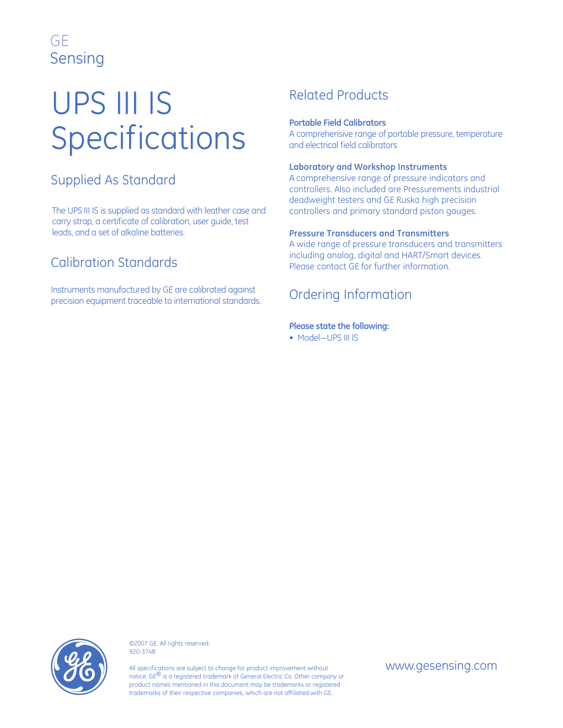GE
Sensing

# UPS III IS Specifications

## Supplied As Standard

The UPS III IS is supplied as standard with leather case and carry strap, a certificate of calibration, user guide, test leads, and a set of alkaline batteries.

## Calibration Standards

Instruments manufactured by GE are calibrated against precision equipment traceable to international standards.

## Related Products

**Portable Field Calibrators**
A comprehensive range of portable pressure, temperature and electrical field calibrators

**Laboratory and Workshop Instruments**
A comprehensive range of pressure indicators and controllers. Also included are Pressurements industrial deadweight testers and GE Ruska high precision controllers and primary standard piston gauges.

**Pressure Transducers and Transmitters**
A wide range of pressure transducers and transmitters including analog, digital and HART/Smart devices. Please contact GE for further information.

## Ordering Information

**Please state the following:**

- Model—UPS III IS

©2007 GE. All rights reserved.
920-374B

All specifications are subject to change for product improvement without notice. GE® is a registered trademark of General Electric Co. Other company or product names mentioned in this document may be trademarks or registered trademarks of their respective companies, which are not affiliated with GE.

www.gesensing.com